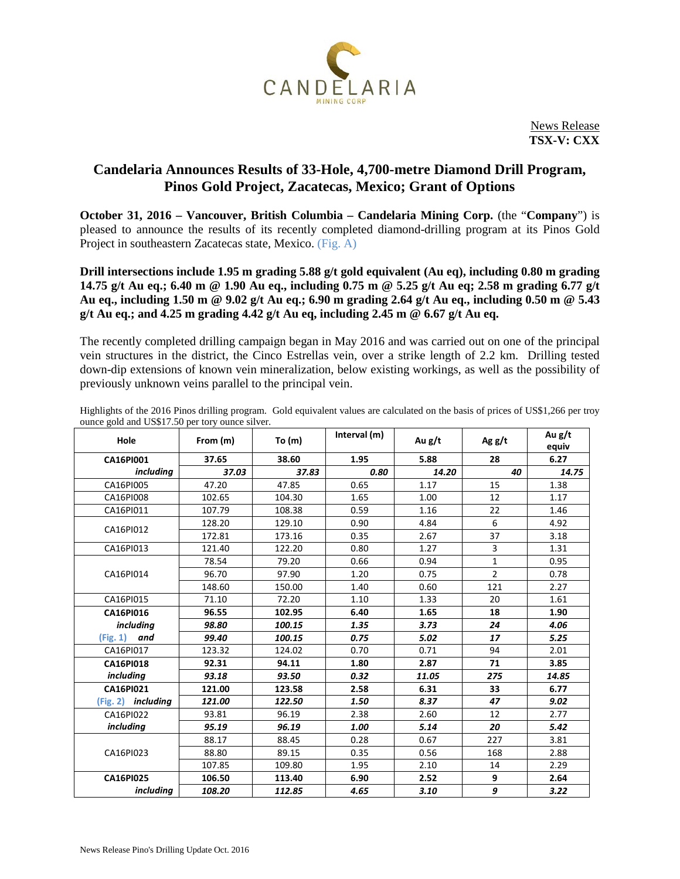CANDELARIA
MINING CORP

News Release
**TSX-V: CXX**

# Candelaria Announces Results of 33-Hole, 4,700-metre Diamond Drill Program, Pinos Gold Project, Zacatecas, Mexico; Grant of Options

**October 31, 2016 – Vancouver, British Columbia – Candelaria Mining Corp.** (the "**Company**") is pleased to announce the results of its recently completed diamond-drilling program at its Pinos Gold Project in southeastern Zacatecas state, Mexico. (Fig. A)

**Drill intersections include 1.95 m grading 5.88 g/t gold equivalent (Au eq), including 0.80 m grading 14.75 g/t Au eq.; 6.40 m @ 1.90 Au eq., including 0.75 m @ 5.25 g/t Au eq; 2.58 m grading 6.77 g/t Au eq., including 1.50 m @ 9.02 g/t Au eq.; 6.90 m grading 2.64 g/t Au eq., including 0.50 m @ 5.43 g/t Au eq.; and 4.25 m grading 4.42 g/t Au eq, including 2.45 m @ 6.67 g/t Au eq.**

The recently completed drilling campaign began in May 2016 and was carried out on one of the principal vein structures in the district, the Cinco Estrellas vein, over a strike length of 2.2 km. Drilling tested down-dip extensions of known vein mineralization, below existing workings, as well as the possibility of previously unknown veins parallel to the principal vein.

Highlights of the 2016 Pinos drilling program. Gold equivalent values are calculated on the basis of prices of US$1,266 per troy ounce gold and US$17.50 per tory ounce silver.

| Hole | From (m) | To (m) | Interval (m) | Au g/t | Ag g/t | Au g/t equiv |
|---|---|---|---|---|---|---|
| **CA16PI001** | **37.65** | **38.60** | **1.95** | **5.88** | **28** | **6.27** |
| ***including*** | ***37.03*** | ***37.83*** | ***0.80*** | ***14.20*** | ***40*** | ***14.75*** |
| CA16PI005 | 47.20 | 47.85 | 0.65 | 1.17 | 15 | 1.38 |
| CA16PI008 | 102.65 | 104.30 | 1.65 | 1.00 | 12 | 1.17 |
| CA16PI011 | 107.79 | 108.38 | 0.59 | 1.16 | 22 | 1.46 |
| CA16PI012 | 128.20 | 129.10 | 0.90 | 4.84 | 6 | 4.92 |
| | 172.81 | 173.16 | 0.35 | 2.67 | 37 | 3.18 |
| CA16PI013 | 121.40 | 122.20 | 0.80 | 1.27 | 3 | 1.31 |
| CA16PI014 | 78.54 | 79.20 | 0.66 | 0.94 | 1 | 0.95 |
| | 96.70 | 97.90 | 1.20 | 0.75 | 2 | 0.78 |
| | 148.60 | 150.00 | 1.40 | 0.60 | 121 | 2.27 |
| CA16PI015 | 71.10 | 72.20 | 1.10 | 1.33 | 20 | 1.61 |
| **CA16PI016** | **96.55** | **102.95** | **6.40** | **1.65** | **18** | **1.90** |
| ***including*** | ***98.80*** | ***100.15*** | ***1.35*** | ***3.73*** | ***24*** | ***4.06*** |
| (Fig. 1) ***and*** | ***99.40*** | ***100.15*** | ***0.75*** | ***5.02*** | ***17*** | ***5.25*** |
| CA16PI017 | 123.32 | 124.02 | 0.70 | 0.71 | 94 | 2.01 |
| **CA16PI018** | **92.31** | **94.11** | **1.80** | **2.87** | **71** | **3.85** |
| ***including*** | ***93.18*** | ***93.50*** | ***0.32*** | ***11.05*** | ***275*** | ***14.85*** |
| **CA16PI021** | **121.00** | **123.58** | **2.58** | **6.31** | **33** | **6.77** |
| (Fig. 2) ***including*** | ***121.00*** | ***122.50*** | ***1.50*** | ***8.37*** | ***47*** | ***9.02*** |
| CA16PI022 | 93.81 | 96.19 | 2.38 | 2.60 | 12 | 2.77 |
| ***including*** | ***95.19*** | ***96.19*** | ***1.00*** | ***5.14*** | ***20*** | ***5.42*** |
| CA16PI023 | 88.17 | 88.45 | 0.28 | 0.67 | 227 | 3.81 |
| | 88.80 | 89.15 | 0.35 | 0.56 | 168 | 2.88 |
| | 107.85 | 109.80 | 1.95 | 2.10 | 14 | 2.29 |
| **CA16PI025** | **106.50** | **113.40** | **6.90** | **2.52** | **9** | **2.64** |
| ***including*** | ***108.20*** | ***112.85*** | ***4.65*** | ***3.10*** | ***9*** | ***3.22*** |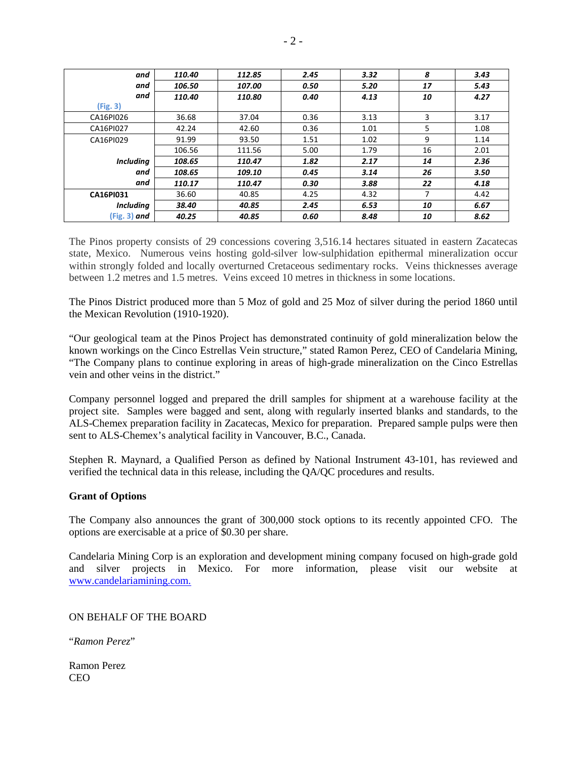| | | | | | | |
|---|---|---|---|---|---|---|
| ***and*** | ***110.40*** | ***112.85*** | ***2.45*** | ***3.32*** | ***8*** | ***3.43*** |
| ***and*** | ***106.50*** | ***107.00*** | ***0.50*** | ***5.20*** | ***17*** | ***5.43*** |
| ***and*** (Fig. 3) | ***110.40*** | ***110.80*** | ***0.40*** | ***4.13*** | ***10*** | ***4.27*** |
| CA16PI026 | 36.68 | 37.04 | 0.36 | 3.13 | 3 | 3.17 |
| CA16PI027 | 42.24 | 42.60 | 0.36 | 1.01 | 5 | 1.08 |
| CA16PI029 | 91.99 | 93.50 | 1.51 | 1.02 | 9 | 1.14 |
| | 106.56 | 111.56 | 5.00 | 1.79 | 16 | 2.01 |
| ***Including*** | ***108.65*** | ***110.47*** | ***1.82*** | ***2.17*** | ***14*** | ***2.36*** |
| ***and*** | ***108.65*** | ***109.10*** | ***0.45*** | ***3.14*** | ***26*** | ***3.50*** |
| ***and*** | ***110.17*** | ***110.47*** | ***0.30*** | ***3.88*** | ***22*** | ***4.18*** |
| **CA16PI031** | 36.60 | 40.85 | 4.25 | 4.32 | 7 | 4.42 |
| ***Including*** | ***38.40*** | ***40.85*** | ***2.45*** | ***6.53*** | ***10*** | ***6.67*** |
| (Fig. 3) ***and*** | ***40.25*** | ***40.85*** | ***0.60*** | ***8.48*** | ***10*** | ***8.62*** |

The Pinos property consists of 29 concessions covering 3,516.14 hectares situated in eastern Zacatecas state, Mexico. Numerous veins hosting gold-silver low-sulphidation epithermal mineralization occur within strongly folded and locally overturned Cretaceous sedimentary rocks. Veins thicknesses average between 1.2 metres and 1.5 metres. Veins exceed 10 metres in thickness in some locations.

The Pinos District produced more than 5 Moz of gold and 25 Moz of silver during the period 1860 until the Mexican Revolution (1910-1920).

"Our geological team at the Pinos Project has demonstrated continuity of gold mineralization below the known workings on the Cinco Estrellas Vein structure," stated Ramon Perez, CEO of Candelaria Mining, "The Company plans to continue exploring in areas of high-grade mineralization on the Cinco Estrellas vein and other veins in the district."

Company personnel logged and prepared the drill samples for shipment at a warehouse facility at the project site. Samples were bagged and sent, along with regularly inserted blanks and standards, to the ALS-Chemex preparation facility in Zacatecas, Mexico for preparation. Prepared sample pulps were then sent to ALS-Chemex's analytical facility in Vancouver, B.C., Canada.

Stephen R. Maynard, a Qualified Person as defined by National Instrument 43-101, has reviewed and verified the technical data in this release, including the QA/QC procedures and results.

**Grant of Options**

The Company also announces the grant of 300,000 stock options to its recently appointed CFO. The options are exercisable at a price of $0.30 per share.

Candelaria Mining Corp is an exploration and development mining company focused on high-grade gold and silver projects in Mexico. For more information, please visit our website at www.candelariamining.com.

ON BEHALF OF THE BOARD

"*Ramon Perez*"

Ramon Perez
CEO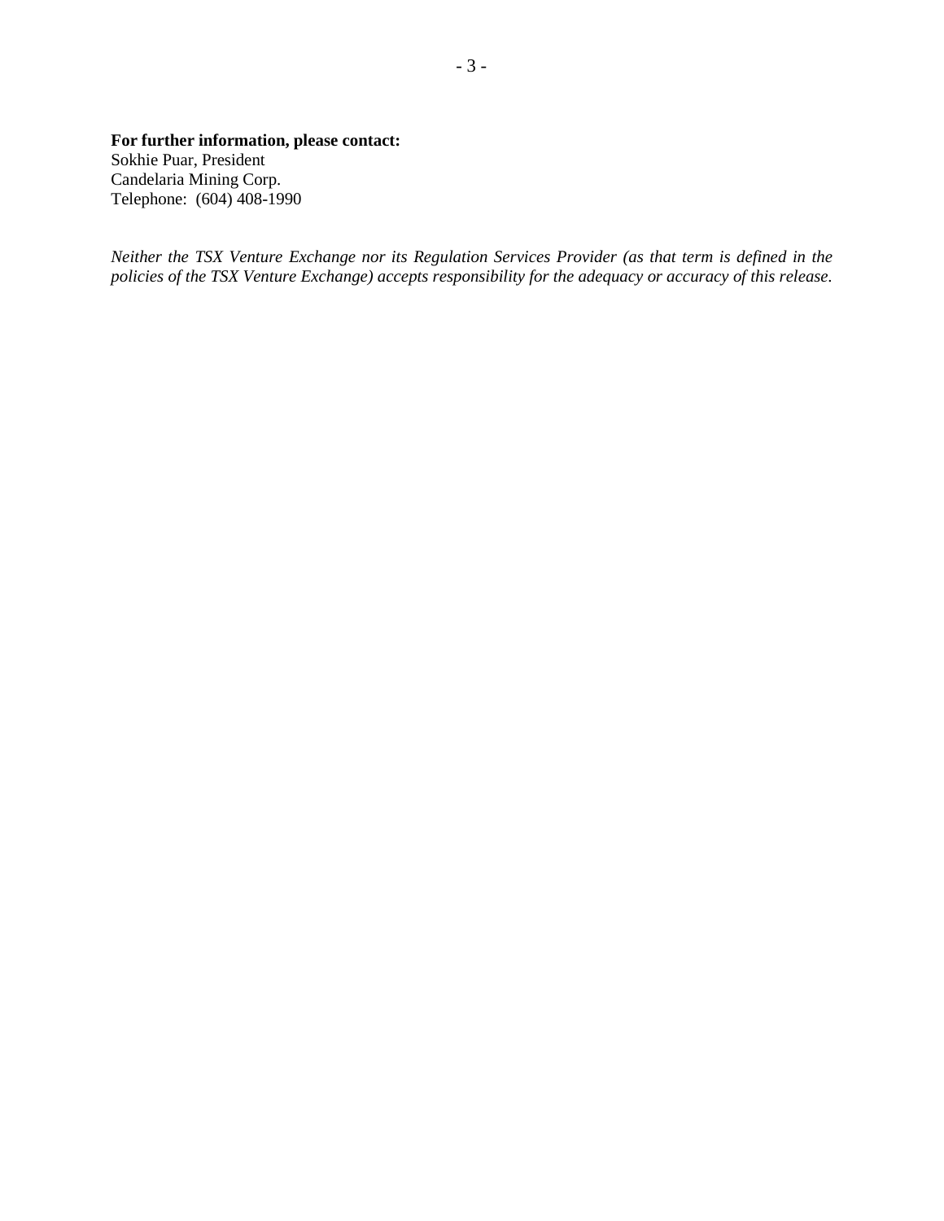**For further information, please contact:**
Sokhie Puar, President
Candelaria Mining Corp.
Telephone: (604) 408-1990

*Neither the TSX Venture Exchange nor its Regulation Services Provider (as that term is defined in the policies of the TSX Venture Exchange) accepts responsibility for the adequacy or accuracy of this release.*